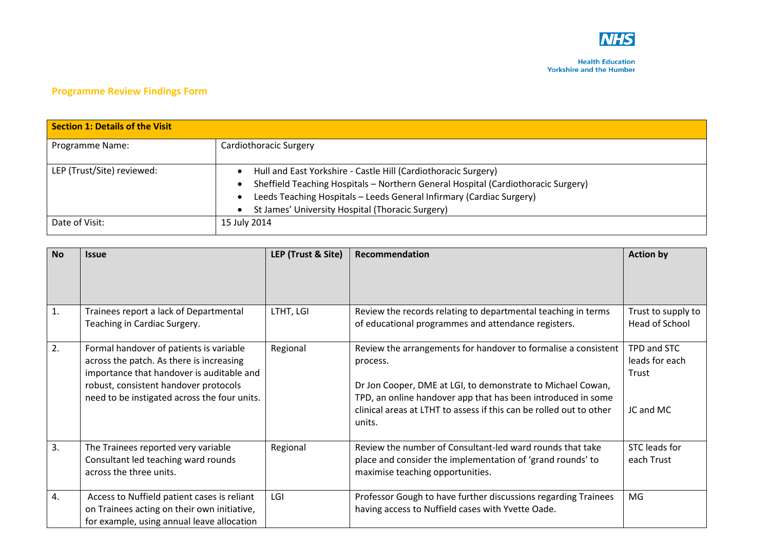NHS

Health Education
Yorkshire and the Humber

## Programme Review Findings Form

| Section 1: Details of the Visit | |
|---|---|
| Programme Name: | Cardiothoracic Surgery |
| LEP (Trust/Site) reviewed: | • Hull and East Yorkshire - Castle Hill (Cardiothoracic Surgery)<br>• Sheffield Teaching Hospitals – Northern General Hospital (Cardiothoracic Surgery)<br>• Leeds Teaching Hospitals – Leeds General Infirmary (Cardiac Surgery)<br>• St James' University Hospital (Thoracic Surgery) |
| Date of Visit: | 15 July 2014 |

| No | Issue | LEP (Trust & Site) | Recommendation | Action by |
|---|---|---|---|---|
| 1. | Trainees report a lack of Departmental Teaching in Cardiac Surgery. | LTHT, LGI | Review the records relating to departmental teaching in terms of educational programmes and attendance registers. | Trust to supply to Head of School |
| 2. | Formal handover of patients is variable across the patch. As there is increasing importance that handover is auditable and robust, consistent handover protocols need to be instigated across the four units. | Regional | Review the arrangements for handover to formalise a consistent process.<br><br>Dr Jon Cooper, DME at LGI, to demonstrate to Michael Cowan, TPD, an online handover app that has been introduced in some clinical areas at LTHT to assess if this can be rolled out to other units. | TPD and STC leads for each Trust<br><br>JC and MC |
| 3. | The Trainees reported very variable Consultant led teaching ward rounds across the three units. | Regional | Review the number of Consultant-led ward rounds that take place and consider the implementation of 'grand rounds' to maximise teaching opportunities. | STC leads for each Trust |
| 4. | Access to Nuffield patient cases is reliant on Trainees acting on their own initiative, for example, using annual leave allocation | LGI | Professor Gough to have further discussions regarding Trainees having access to Nuffield cases with Yvette Oade. | MG |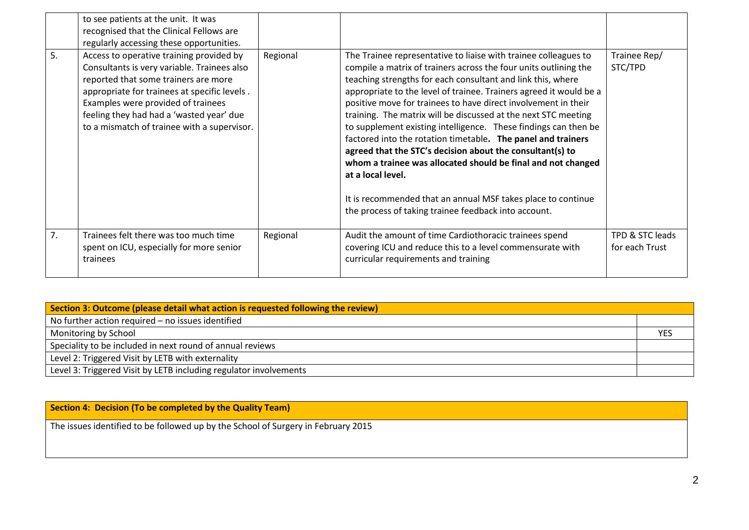| | | | | |
|---|---|---|---|---|
| | to see patients at the unit. It was recognised that the Clinical Fellows are regularly accessing these opportunities. | | | |
| 5. | Access to operative training provided by Consultants is very variable. Trainees also reported that some trainers are more appropriate for trainees at specific levels . Examples were provided of trainees feeling they had had a 'wasted year' due to a mismatch of trainee with a supervisor. | Regional | The Trainee representative to liaise with trainee colleagues to compile a matrix of trainers across the four units outlining the teaching strengths for each consultant and link this, where appropriate to the level of trainee. Trainers agreed it would be a positive move for trainees to have direct involvement in their training. The matrix will be discussed at the next STC meeting to supplement existing intelligence. These findings can then be factored into the rotation timetable. **The panel and trainers agreed that the STC's decision about the consultant(s) to whom a trainee was allocated should be final and not changed at a local level.**<br><br>It is recommended that an annual MSF takes place to continue the process of taking trainee feedback into account. | Trainee Rep/ STC/TPD |
| 7. | Trainees felt there was too much time spent on ICU, especially for more senior trainees | Regional | Audit the amount of time Cardiothoracic trainees spend covering ICU and reduce this to a level commensurate with curricular requirements and training | TPD & STC leads for each Trust |

| **Section 3: Outcome (please detail what action is requested following the review)** | |
|---|---|
| No further action required – no issues identified | |
| Monitoring by School | YES |
| Speciality to be included in next round of annual reviews | |
| Level 2: Triggered Visit by LETB with externality | |
| Level 3: Triggered Visit by LETB including regulator involvements | |

| **Section 4: Decision (To be completed by the Quality Team)** |
|---|
| The issues identified to be followed up by the School of Surgery in February 2015 |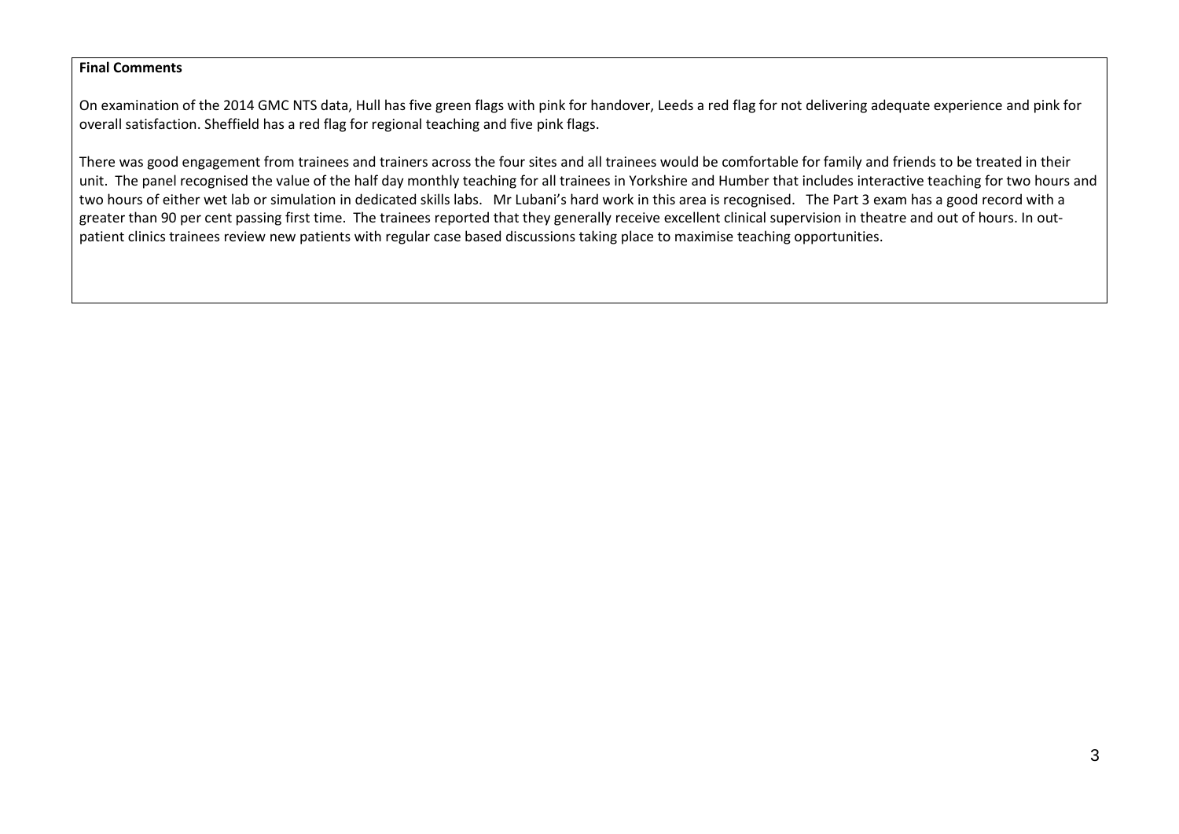**Final Comments**

On examination of the 2014 GMC NTS data, Hull has five green flags with pink for handover, Leeds a red flag for not delivering adequate experience and pink for overall satisfaction. Sheffield has a red flag for regional teaching and five pink flags.

There was good engagement from trainees and trainers across the four sites and all trainees would be comfortable for family and friends to be treated in their unit. The panel recognised the value of the half day monthly teaching for all trainees in Yorkshire and Humber that includes interactive teaching for two hours and two hours of either wet lab or simulation in dedicated skills labs. Mr Lubani's hard work in this area is recognised. The Part 3 exam has a good record with a greater than 90 per cent passing first time. The trainees reported that they generally receive excellent clinical supervision in theatre and out of hours. In out-patient clinics trainees review new patients with regular case based discussions taking place to maximise teaching opportunities.